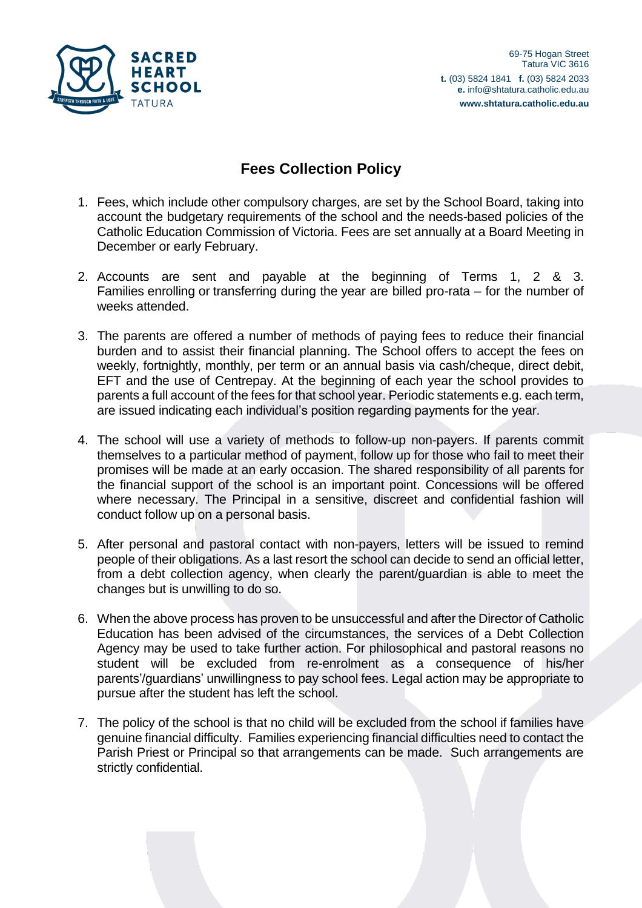SACRED HEART SCHOOL TATURA

69-75 Hogan Street
Tatura VIC 3616
**t.** (03) 5824 1841 **f.** (03) 5824 2033
**e.** info@shtatura.catholic.edu.au
**www.shtatura.catholic.edu.au**

# Fees Collection Policy

1. Fees, which include other compulsory charges, are set by the School Board, taking into account the budgetary requirements of the school and the needs-based policies of the Catholic Education Commission of Victoria. Fees are set annually at a Board Meeting in December or early February.

2. Accounts are sent and payable at the beginning of Terms 1, 2 & 3. Families enrolling or transferring during the year are billed pro-rata – for the number of weeks attended.

3. The parents are offered a number of methods of paying fees to reduce their financial burden and to assist their financial planning. The School offers to accept the fees on weekly, fortnightly, monthly, per term or an annual basis via cash/cheque, direct debit, EFT and the use of Centrepay. At the beginning of each year the school provides to parents a full account of the fees for that school year. Periodic statements e.g. each term, are issued indicating each individual's position regarding payments for the year.

4. The school will use a variety of methods to follow-up non-payers. If parents commit themselves to a particular method of payment, follow up for those who fail to meet their promises will be made at an early occasion. The shared responsibility of all parents for the financial support of the school is an important point. Concessions will be offered where necessary. The Principal in a sensitive, discreet and confidential fashion will conduct follow up on a personal basis.

5. After personal and pastoral contact with non-payers, letters will be issued to remind people of their obligations. As a last resort the school can decide to send an official letter, from a debt collection agency, when clearly the parent/guardian is able to meet the changes but is unwilling to do so.

6. When the above process has proven to be unsuccessful and after the Director of Catholic Education has been advised of the circumstances, the services of a Debt Collection Agency may be used to take further action. For philosophical and pastoral reasons no student will be excluded from re-enrolment as a consequence of his/her parents'/guardians' unwillingness to pay school fees. Legal action may be appropriate to pursue after the student has left the school.

7. The policy of the school is that no child will be excluded from the school if families have genuine financial difficulty. Families experiencing financial difficulties need to contact the Parish Priest or Principal so that arrangements can be made. Such arrangements are strictly confidential.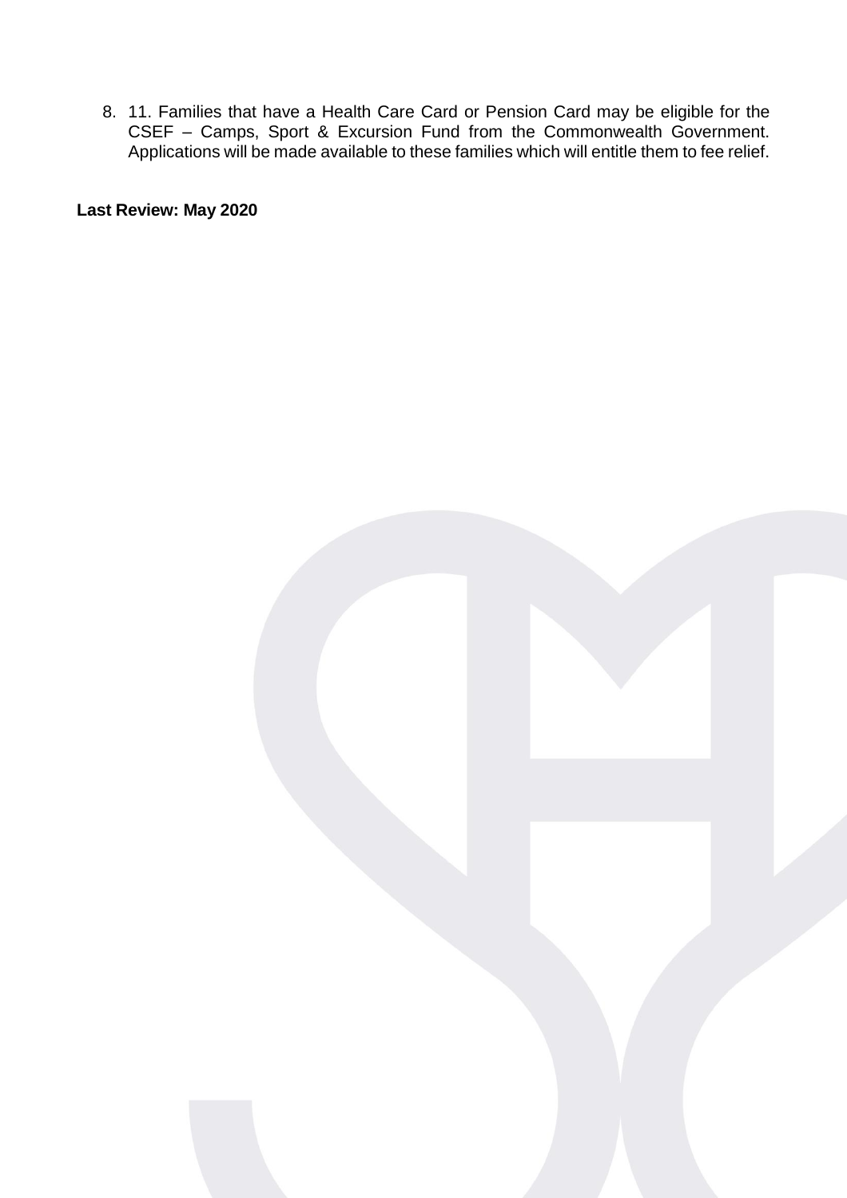8. 11. Families that have a Health Care Card or Pension Card may be eligible for the CSEF – Camps, Sport & Excursion Fund from the Commonwealth Government. Applications will be made available to these families which will entitle them to fee relief.

**Last Review: May 2020**